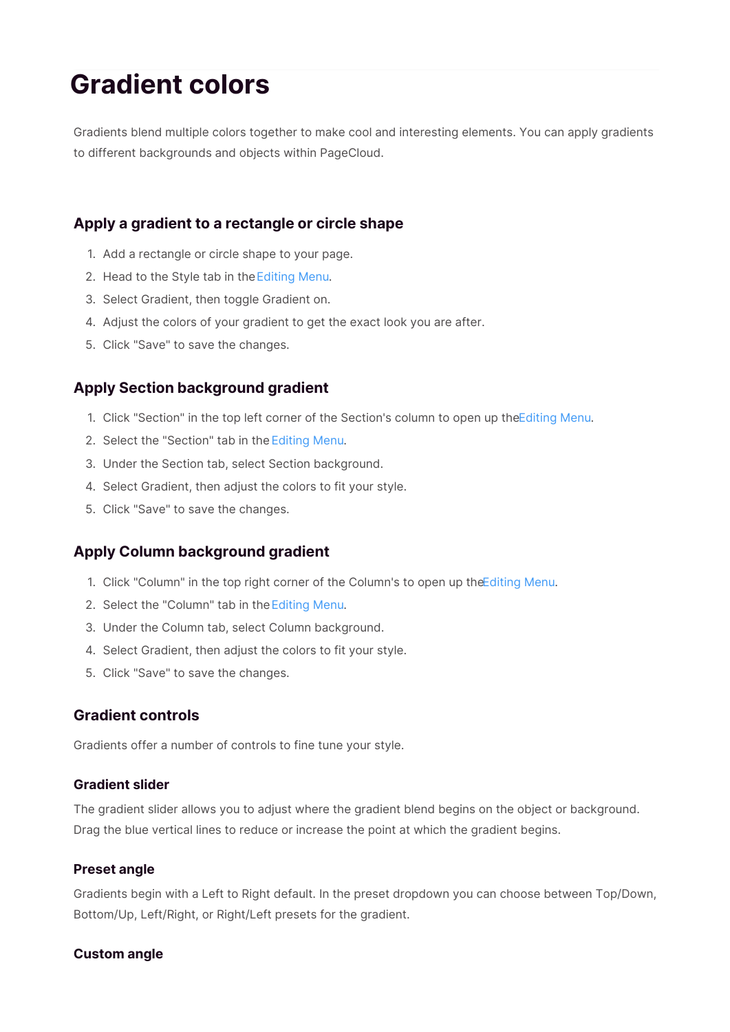# Gradient colors

Gradients blend multiple colors together to make cool and interesting elements. You can apply gradients to different backgrounds and objects within PageCloud.

## Apply a gradient to a rectangle or circle shape

1. Add a rectangle or circle shape to your page.
2. Head to the Style tab in the Editing Menu.
3. Select Gradient, then toggle Gradient on.
4. Adjust the colors of your gradient to get the exact look you are after.
5. Click "Save" to save the changes.

## Apply Section background gradient

1. Click "Section" in the top left corner of the Section's column to open up the Editing Menu.
2. Select the "Section" tab in the Editing Menu.
3. Under the Section tab, select Section background.
4. Select Gradient, then adjust the colors to fit your style.
5. Click "Save" to save the changes.

## Apply Column background gradient

1. Click "Column" in the top right corner of the Column's to open up the Editing Menu.
2. Select the "Column" tab in the Editing Menu.
3. Under the Column tab, select Column background.
4. Select Gradient, then adjust the colors to fit your style.
5. Click "Save" to save the changes.

## Gradient controls

Gradients offer a number of controls to fine tune your style.

### Gradient slider

The gradient slider allows you to adjust where the gradient blend begins on the object or background. Drag the blue vertical lines to reduce or increase the point at which the gradient begins.

### Preset angle

Gradients begin with a Left to Right default. In the preset dropdown you can choose between Top/Down, Bottom/Up, Left/Right, or Right/Left presets for the gradient.

### Custom angle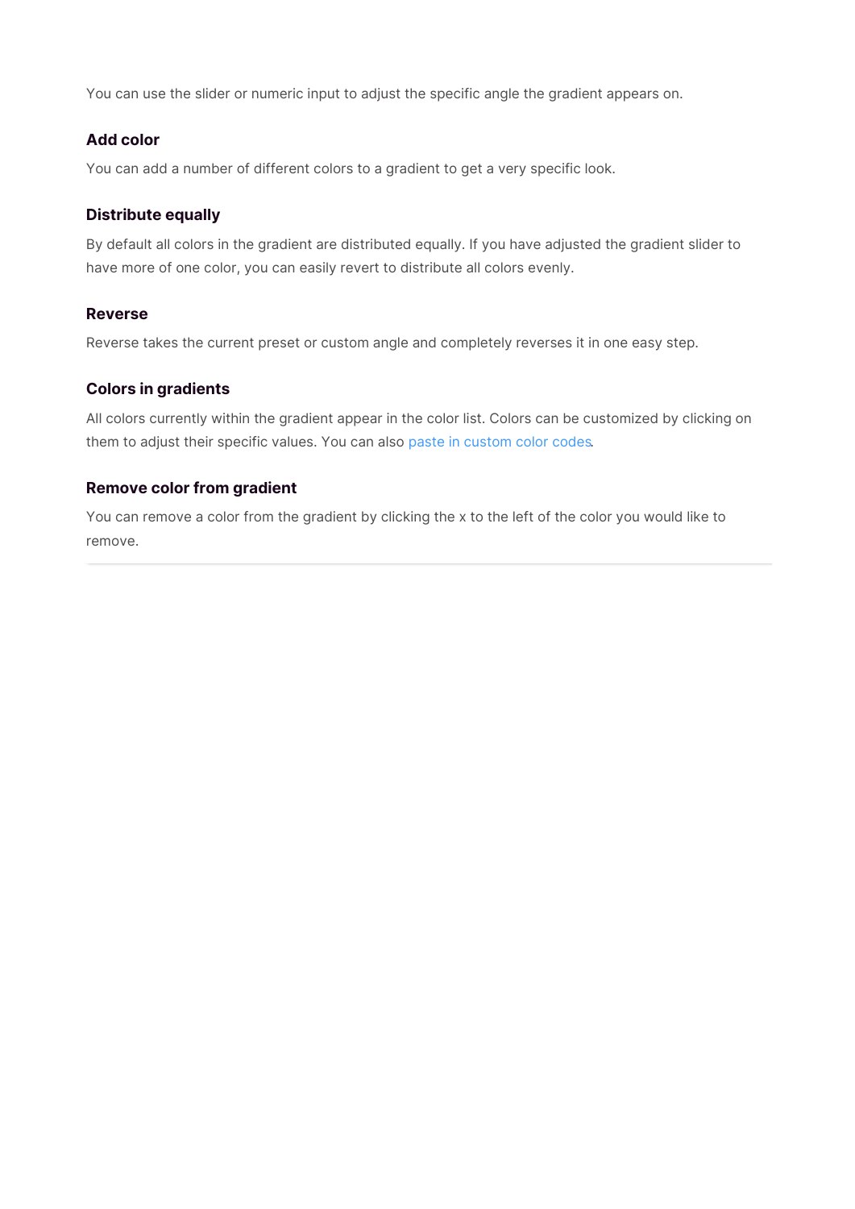You can use the slider or numeric input to adjust the specific angle the gradient appears on.

### Add color

You can add a number of different colors to a gradient to get a very specific look.

### Distribute equally

By default all colors in the gradient are distributed equally. If you have adjusted the gradient slider to have more of one color, you can easily revert to distribute all colors evenly.

### Reverse

Reverse takes the current preset or custom angle and completely reverses it in one easy step.

### Colors in gradients

All colors currently within the gradient appear in the color list. Colors can be customized by clicking on them to adjust their specific values. You can also paste in custom color codes.

### Remove color from gradient

You can remove a color from the gradient by clicking the x to the left of the color you would like to remove.

---